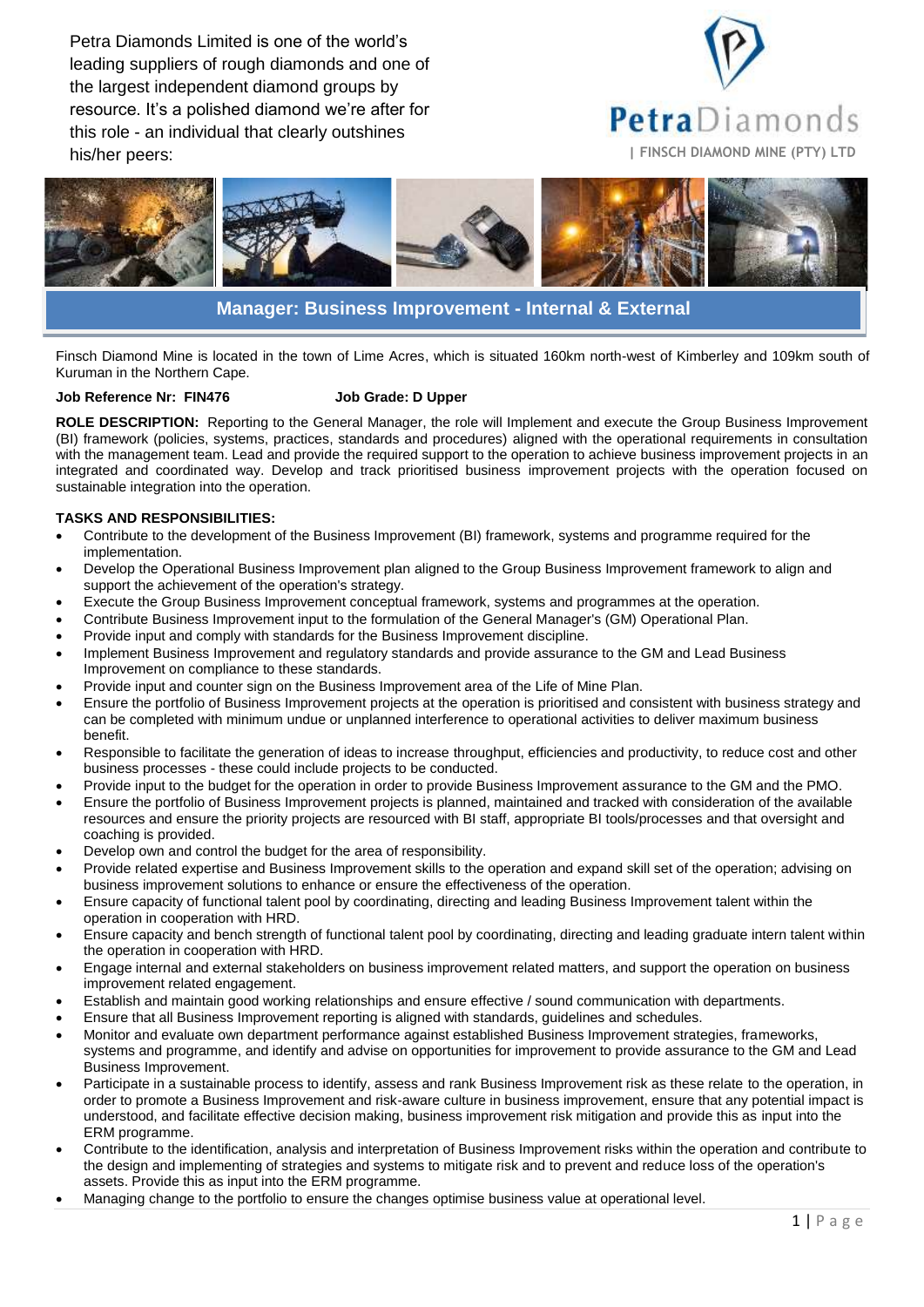Petra Diamonds Limited is one of the world's leading suppliers of rough diamonds and one of the largest independent diamond groups by resource. It's a polished diamond we're after for this role - an individual that clearly outshines his/her peers:

PetraDiamonds
| FINSCH DIAMOND MINE (PTY) LTD

# Manager: Business Improvement - Internal & External

Finsch Diamond Mine is located in the town of Lime Acres, which is situated 160km north-west of Kimberley and 109km south of Kuruman in the Northern Cape.

**Job Reference Nr: FIN476** **Job Grade: D Upper**

**ROLE DESCRIPTION:** Reporting to the General Manager, the role will Implement and execute the Group Business Improvement (BI) framework (policies, systems, practices, standards and procedures) aligned with the operational requirements in consultation with the management team. Lead and provide the required support to the operation to achieve business improvement projects in an integrated and coordinated way. Develop and track prioritised business improvement projects with the operation focused on sustainable integration into the operation.

**TASKS AND RESPONSIBILITIES:**

- Contribute to the development of the Business Improvement (BI) framework, systems and programme required for the implementation.
- Develop the Operational Business Improvement plan aligned to the Group Business Improvement framework to align and support the achievement of the operation's strategy.
- Execute the Group Business Improvement conceptual framework, systems and programmes at the operation.
- Contribute Business Improvement input to the formulation of the General Manager's (GM) Operational Plan.
- Provide input and comply with standards for the Business Improvement discipline.
- Implement Business Improvement and regulatory standards and provide assurance to the GM and Lead Business Improvement on compliance to these standards.
- Provide input and counter sign on the Business Improvement area of the Life of Mine Plan.
- Ensure the portfolio of Business Improvement projects at the operation is prioritised and consistent with business strategy and can be completed with minimum undue or unplanned interference to operational activities to deliver maximum business benefit.
- Responsible to facilitate the generation of ideas to increase throughput, efficiencies and productivity, to reduce cost and other business processes - these could include projects to be conducted.
- Provide input to the budget for the operation in order to provide Business Improvement assurance to the GM and the PMO.
- Ensure the portfolio of Business Improvement projects is planned, maintained and tracked with consideration of the available resources and ensure the priority projects are resourced with BI staff, appropriate BI tools/processes and that oversight and coaching is provided.
- Develop own and control the budget for the area of responsibility.
- Provide related expertise and Business Improvement skills to the operation and expand skill set of the operation; advising on business improvement solutions to enhance or ensure the effectiveness of the operation.
- Ensure capacity of functional talent pool by coordinating, directing and leading Business Improvement talent within the operation in cooperation with HRD.
- Ensure capacity and bench strength of functional talent pool by coordinating, directing and leading graduate intern talent within the operation in cooperation with HRD.
- Engage internal and external stakeholders on business improvement related matters, and support the operation on business improvement related engagement.
- Establish and maintain good working relationships and ensure effective / sound communication with departments.
- Ensure that all Business Improvement reporting is aligned with standards, guidelines and schedules.
- Monitor and evaluate own department performance against established Business Improvement strategies, frameworks, systems and programme, and identify and advise on opportunities for improvement to provide assurance to the GM and Lead Business Improvement.
- Participate in a sustainable process to identify, assess and rank Business Improvement risk as these relate to the operation, in order to promote a Business Improvement and risk-aware culture in business improvement, ensure that any potential impact is understood, and facilitate effective decision making, business improvement risk mitigation and provide this as input into the ERM programme.
- Contribute to the identification, analysis and interpretation of Business Improvement risks within the operation and contribute to the design and implementing of strategies and systems to mitigate risk and to prevent and reduce loss of the operation's assets. Provide this as input into the ERM programme.
- Managing change to the portfolio to ensure the changes optimise business value at operational level.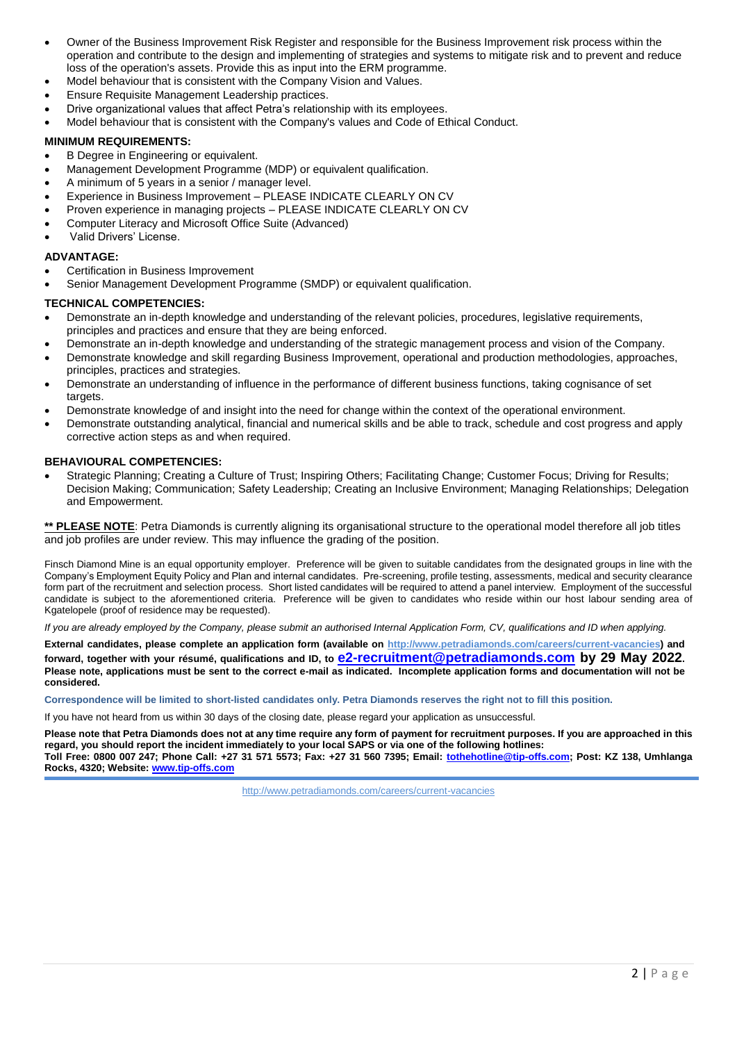- Owner of the Business Improvement Risk Register and responsible for the Business Improvement risk process within the operation and contribute to the design and implementing of strategies and systems to mitigate risk and to prevent and reduce loss of the operation's assets. Provide this as input into the ERM programme.
- Model behaviour that is consistent with the Company Vision and Values.
- Ensure Requisite Management Leadership practices.
- Drive organizational values that affect Petra's relationship with its employees.
- Model behaviour that is consistent with the Company's values and Code of Ethical Conduct.

**MINIMUM REQUIREMENTS:**

- B Degree in Engineering or equivalent.
- Management Development Programme (MDP) or equivalent qualification.
- A minimum of 5 years in a senior / manager level.
- Experience in Business Improvement – PLEASE INDICATE CLEARLY ON CV
- Proven experience in managing projects – PLEASE INDICATE CLEARLY ON CV
- Computer Literacy and Microsoft Office Suite (Advanced)
- Valid Drivers' License.

**ADVANTAGE:**

- Certification in Business Improvement
- Senior Management Development Programme (SMDP) or equivalent qualification.

**TECHNICAL COMPETENCIES:**

- Demonstrate an in-depth knowledge and understanding of the relevant policies, procedures, legislative requirements, principles and practices and ensure that they are being enforced.
- Demonstrate an in-depth knowledge and understanding of the strategic management process and vision of the Company.
- Demonstrate knowledge and skill regarding Business Improvement, operational and production methodologies, approaches, principles, practices and strategies.
- Demonstrate an understanding of influence in the performance of different business functions, taking cognisance of set targets.
- Demonstrate knowledge of and insight into the need for change within the context of the operational environment.
- Demonstrate outstanding analytical, financial and numerical skills and be able to track, schedule and cost progress and apply corrective action steps as and when required.

**BEHAVIOURAL COMPETENCIES:**

- Strategic Planning; Creating a Culture of Trust; Inspiring Others; Facilitating Change; Customer Focus; Driving for Results; Decision Making; Communication; Safety Leadership; Creating an Inclusive Environment; Managing Relationships; Delegation and Empowerment.

**\*\* PLEASE NOTE**: Petra Diamonds is currently aligning its organisational structure to the operational model therefore all job titles and job profiles are under review. This may influence the grading of the position.

Finsch Diamond Mine is an equal opportunity employer. Preference will be given to suitable candidates from the designated groups in line with the Company's Employment Equity Policy and Plan and internal candidates. Pre-screening, profile testing, assessments, medical and security clearance form part of the recruitment and selection process. Short listed candidates will be required to attend a panel interview. Employment of the successful candidate is subject to the aforementioned criteria. Preference will be given to candidates who reside within our host labour sending area of Kgatelopele (proof of residence may be requested).

*If you are already employed by the Company, please submit an authorised Internal Application Form, CV, qualifications and ID when applying.*

**External candidates, please complete an application form (available on http://www.petradiamonds.com/careers/current-vacancies) and forward, together with your résumé, qualifications and ID, to e2-recruitment@petradiamonds.com by 29 May 2022. Please note, applications must be sent to the correct e-mail as indicated. Incomplete application forms and documentation will not be considered.**

**Correspondence will be limited to short-listed candidates only. Petra Diamonds reserves the right not to fill this position.**

If you have not heard from us within 30 days of the closing date, please regard your application as unsuccessful.

**Please note that Petra Diamonds does not at any time require any form of payment for recruitment purposes. If you are approached in this regard, you should report the incident immediately to your local SAPS or via one of the following hotlines:**
**Toll Free: 0800 007 247; Phone Call: +27 31 571 5573; Fax: +27 31 560 7395; Email: tothehotline@tip-offs.com; Post: KZ 138, Umhlanga Rocks, 4320; Website: www.tip-offs.com**

http://www.petradiamonds.com/careers/current-vacancies